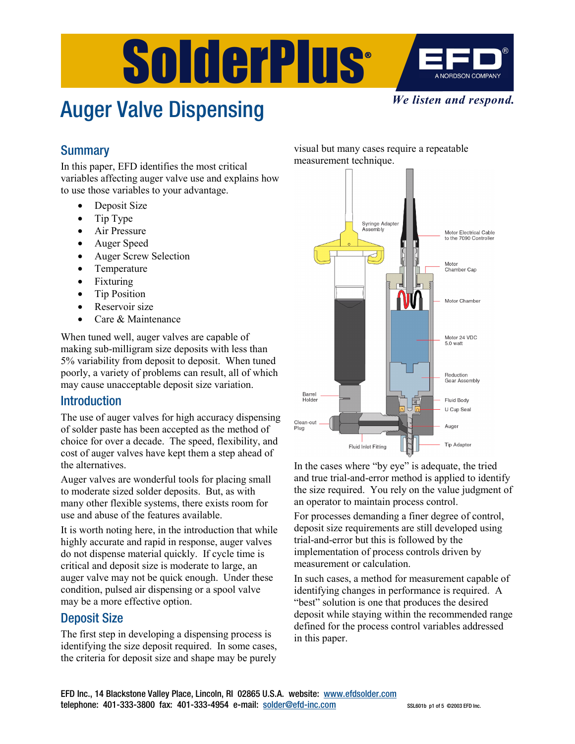# SolderPlus®

EFD® A NORDSON COMPANY

*We listen and respond.*

# Auger Valve Dispensing

## Summary

In this paper, EFD identifies the most critical variables affecting auger valve use and explains how to use those variables to your advantage.

- Deposit Size
- Tip Type
- Air Pressure
- Auger Speed
- Auger Screw Selection
- Temperature
- Fixturing
- Tip Position
- Reservoir size
- Care & Maintenance

When tuned well, auger valves are capable of making sub-milligram size deposits with less than 5% variability from deposit to deposit. When tuned poorly, a variety of problems can result, all of which may cause unacceptable deposit size variation.

## Introduction

The use of auger valves for high accuracy dispensing of solder paste has been accepted as the method of choice for over a decade. The speed, flexibility, and cost of auger valves have kept them a step ahead of the alternatives.

Auger valves are wonderful tools for placing small to moderate sized solder deposits. But, as with many other flexible systems, there exists room for use and abuse of the features available.

It is worth noting here, in the introduction that while highly accurate and rapid in response, auger valves do not dispense material quickly. If cycle time is critical and deposit size is moderate to large, an auger valve may not be quick enough. Under these condition, pulsed air dispensing or a spool valve may be a more effective option.

## Deposit Size

The first step in developing a dispensing process is identifying the size deposit required. In some cases, the criteria for deposit size and shape may be purely visual but many cases require a repeatable measurement technique.

Syringe Adapter Assembly
Motor Electrical Cable to the 7090 Controller
Motor Chamber Cap
Motor Chamber
Motor 24 VDC 5.0 watt
Reduction Gear Assembly
Barrel Holder
Fluid Body
U Cup Seal
Clean-out Plug
Auger
Fluid Inlet Fitting
Tip Adapter

In the cases where "by eye" is adequate, the tried and true trial-and-error method is applied to identify the size required. You rely on the value judgment of an operator to maintain process control.

For processes demanding a finer degree of control, deposit size requirements are still developed using trial-and-error but this is followed by the implementation of process controls driven by measurement or calculation.

In such cases, a method for measurement capable of identifying changes in performance is required. A "best" solution is one that produces the desired deposit while staying within the recommended range defined for the process control variables addressed in this paper.

EFD Inc., 14 Blackstone Valley Place, Lincoln, RI 02865 U.S.A. website: www.efdsolder.com
telephone: 401-333-3800 fax: 401-333-4954 e-mail: solder@efd-inc.com

SSL601b ©2003 EFD Inc.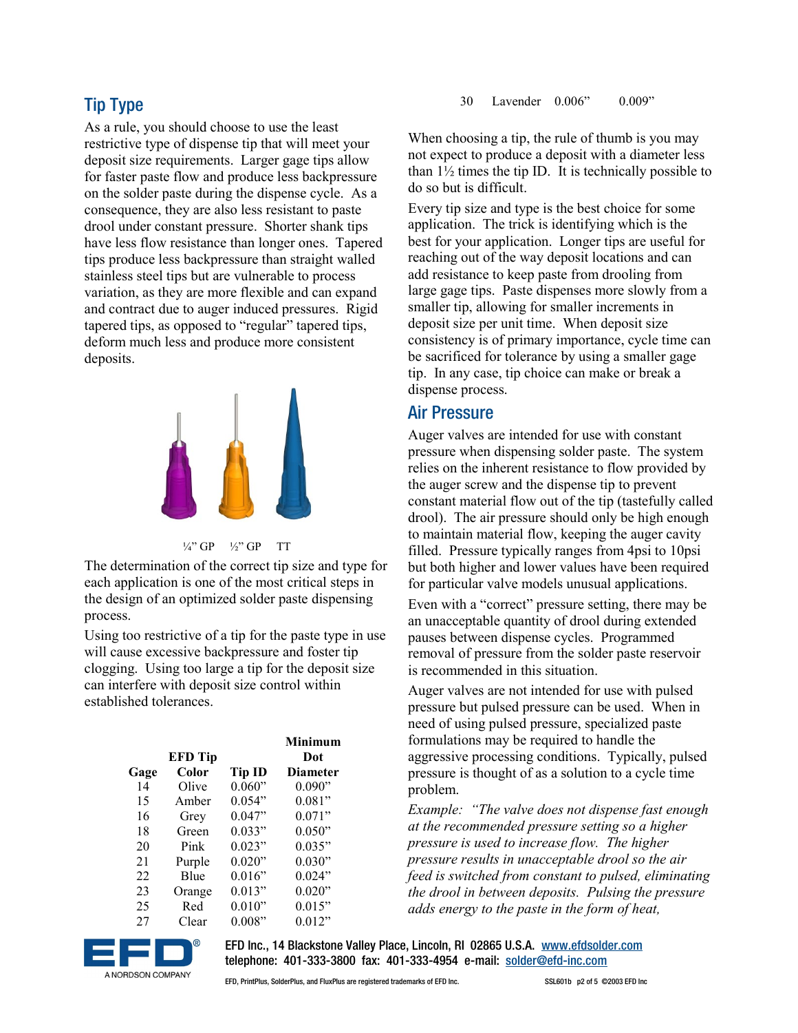## Tip Type

As a rule, you should choose to use the least restrictive type of dispense tip that will meet your deposit size requirements. Larger gage tips allow for faster paste flow and produce less backpressure on the solder paste during the dispense cycle. As a consequence, they are also less resistant to paste drool under constant pressure. Shorter shank tips have less flow resistance than longer ones. Tapered tips produce less backpressure than straight walled stainless steel tips but are more vulnerable to process variation, as they are more flexible and can expand and contract due to auger induced pressures. Rigid tapered tips, as opposed to "regular" tapered tips, deform much less and produce more consistent deposits.

¼" GP ½" GP TT

The determination of the correct tip size and type for each application is one of the most critical steps in the design of an optimized solder paste dispensing process.

Using too restrictive of a tip for the paste type in use will cause excessive backpressure and foster tip clogging. Using too large a tip for the deposit size can interfere with deposit size control within established tolerances.

| Gage | EFD Tip Color | Tip ID | Minimum Dot Diameter |
|---|---|---|---|
| 14 | Olive | 0.060" | 0.090" |
| 15 | Amber | 0.054" | 0.081" |
| 16 | Grey | 0.047" | 0.071" |
| 18 | Green | 0.033" | 0.050" |
| 20 | Pink | 0.023" | 0.035" |
| 21 | Purple | 0.020" | 0.030" |
| 22 | Blue | 0.016" | 0.024" |
| 23 | Orange | 0.013" | 0.020" |
| 25 | Red | 0.010" | 0.015" |
| 27 | Clear | 0.008" | 0.012" |
| 30 | Lavender | 0.006" | 0.009" |

When choosing a tip, the rule of thumb is you may not expect to produce a deposit with a diameter less than 1½ times the tip ID. It is technically possible to do so but is difficult.

Every tip size and type is the best choice for some application. The trick is identifying which is the best for your application. Longer tips are useful for reaching out of the way deposit locations and can add resistance to keep paste from drooling from large gage tips. Paste dispenses more slowly from a smaller tip, allowing for smaller increments in deposit size per unit time. When deposit size consistency is of primary importance, cycle time can be sacrificed for tolerance by using a smaller gage tip. In any case, tip choice can make or break a dispense process.

## Air Pressure

Auger valves are intended for use with constant pressure when dispensing solder paste. The system relies on the inherent resistance to flow provided by the auger screw and the dispense tip to prevent constant material flow out of the tip (tastefully called drool). The air pressure should only be high enough to maintain material flow, keeping the auger cavity filled. Pressure typically ranges from 4psi to 10psi but both higher and lower values have been required for particular valve models unusual applications.

Even with a "correct" pressure setting, there may be an unacceptable quantity of drool during extended pauses between dispense cycles. Programmed removal of pressure from the solder paste reservoir is recommended in this situation.

Auger valves are not intended for use with pulsed pressure but pulsed pressure can be used. When in need of using pulsed pressure, specialized paste formulations may be required to handle the aggressive processing conditions. Typically, pulsed pressure is thought of as a solution to a cycle time problem.

*Example: "The valve does not dispense fast enough at the recommended pressure setting so a higher pressure is used to increase flow. The higher pressure results in unacceptable drool so the air feed is switched from constant to pulsed, eliminating the drool in between deposits. Pulsing the pressure adds energy to the paste in the form of heat,*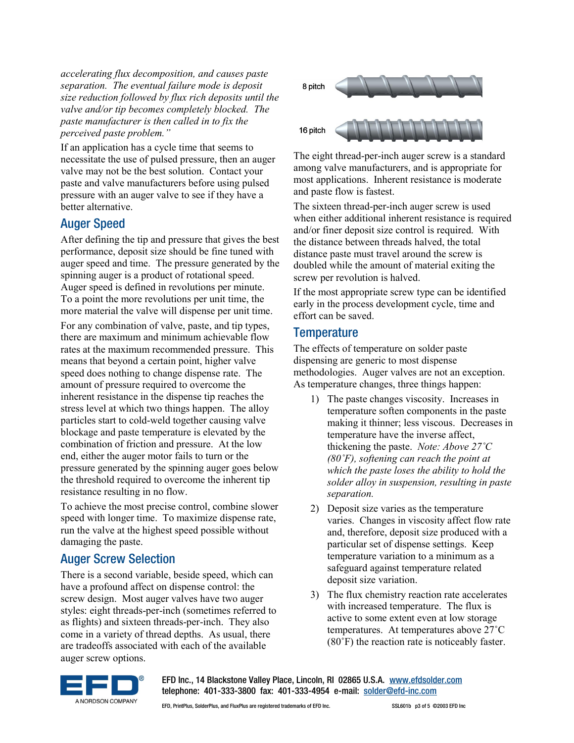*accelerating flux decomposition, and causes paste separation. The eventual failure mode is deposit size reduction followed by flux rich deposits until the valve and/or tip becomes completely blocked. The paste manufacturer is then called in to fix the perceived paste problem."*

If an application has a cycle time that seems to necessitate the use of pulsed pressure, then an auger valve may not be the best solution. Contact your paste and valve manufacturers before using pulsed pressure with an auger valve to see if they have a better alternative.

## Auger Speed

After defining the tip and pressure that gives the best performance, deposit size should be fine tuned with auger speed and time. The pressure generated by the spinning auger is a product of rotational speed. Auger speed is defined in revolutions per minute. To a point the more revolutions per unit time, the more material the valve will dispense per unit time.

For any combination of valve, paste, and tip types, there are maximum and minimum achievable flow rates at the maximum recommended pressure. This means that beyond a certain point, higher valve speed does nothing to change dispense rate. The amount of pressure required to overcome the inherent resistance in the dispense tip reaches the stress level at which two things happen. The alloy particles start to cold-weld together causing valve blockage and paste temperature is elevated by the combination of friction and pressure. At the low end, either the auger motor fails to turn or the pressure generated by the spinning auger goes below the threshold required to overcome the inherent tip resistance resulting in no flow.

To achieve the most precise control, combine slower speed with longer time. To maximize dispense rate, run the valve at the highest speed possible without damaging the paste.

## Auger Screw Selection

There is a second variable, beside speed, which can have a profound affect on dispense control: the screw design. Most auger valves have two auger styles: eight threads-per-inch (sometimes referred to as flights) and sixteen threads-per-inch. They also come in a variety of thread depths. As usual, there are tradeoffs associated with each of the available auger screw options.

8 pitch

16 pitch

The eight thread-per-inch auger screw is a standard among valve manufacturers, and is appropriate for most applications. Inherent resistance is moderate and paste flow is fastest.

The sixteen thread-per-inch auger screw is used when either additional inherent resistance is required and/or finer deposit size control is required. With the distance between threads halved, the total distance paste must travel around the screw is doubled while the amount of material exiting the screw per revolution is halved.

If the most appropriate screw type can be identified early in the process development cycle, time and effort can be saved.

## Temperature

The effects of temperature on solder paste dispensing are generic to most dispense methodologies. Auger valves are not an exception. As temperature changes, three things happen:

1) The paste changes viscosity. Increases in temperature soften components in the paste making it thinner; less viscous. Decreases in temperature have the inverse affect, thickening the paste. *Note: Above 27˚C (80˚F), softening can reach the point at which the paste loses the ability to hold the solder alloy in suspension, resulting in paste separation.*
2) Deposit size varies as the temperature varies. Changes in viscosity affect flow rate and, therefore, deposit size produced with a particular set of dispense settings. Keep temperature variation to a minimum as a safeguard against temperature related deposit size variation.
3) The flux chemistry reaction rate accelerates with increased temperature. The flux is active to some extent even at low storage temperatures. At temperatures above 27˚C (80˚F) the reaction rate is noticeably faster.

EFD Inc., 14 Blackstone Valley Place, Lincoln, RI 02865 U.S.A. www.efdsolder.com
telephone: 401-333-3800 fax: 401-333-4954 e-mail: solder@efd-inc.com

EFD, PrintPlus, SolderPlus, and FluxPlus are registered trademarks of EFD Inc.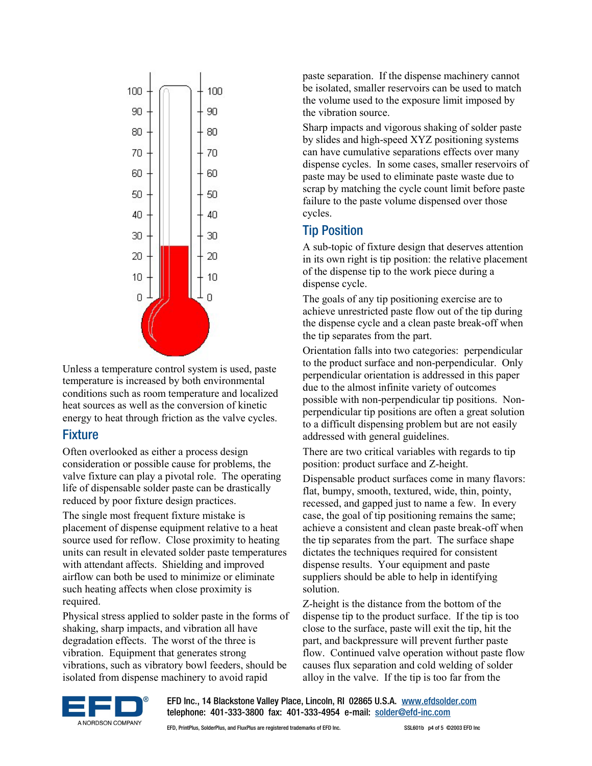100 90 80 70 60 50 40 30 20 10 0

100 90 80 70 60 50 40 30 20 10 0

Unless a temperature control system is used, paste temperature is increased by both environmental conditions such as room temperature and localized heat sources as well as the conversion of kinetic energy to heat through friction as the valve cycles.

## Fixture

Often overlooked as either a process design consideration or possible cause for problems, the valve fixture can play a pivotal role. The operating life of dispensable solder paste can be drastically reduced by poor fixture design practices.

The single most frequent fixture mistake is placement of dispense equipment relative to a heat source used for reflow. Close proximity to heating units can result in elevated solder paste temperatures with attendant affects. Shielding and improved airflow can both be used to minimize or eliminate such heating affects when close proximity is required.

Physical stress applied to solder paste in the forms of shaking, sharp impacts, and vibration all have degradation effects. The worst of the three is vibration. Equipment that generates strong vibrations, such as vibratory bowl feeders, should be isolated from dispense machinery to avoid rapid paste separation. If the dispense machinery cannot be isolated, smaller reservoirs can be used to match the volume used to the exposure limit imposed by the vibration source.

Sharp impacts and vigorous shaking of solder paste by slides and high-speed XYZ positioning systems can have cumulative separations effects over many dispense cycles. In some cases, smaller reservoirs of paste may be used to eliminate paste waste due to scrap by matching the cycle count limit before paste failure to the paste volume dispensed over those cycles.

## Tip Position

A sub-topic of fixture design that deserves attention in its own right is tip position: the relative placement of the dispense tip to the work piece during a dispense cycle.

The goals of any tip positioning exercise are to achieve unrestricted paste flow out of the tip during the dispense cycle and a clean paste break-off when the tip separates from the part.

Orientation falls into two categories: perpendicular to the product surface and non-perpendicular. Only perpendicular orientation is addressed in this paper due to the almost infinite variety of outcomes possible with non-perpendicular tip positions. Non-perpendicular tip positions are often a great solution to a difficult dispensing problem but are not easily addressed with general guidelines.

There are two critical variables with regards to tip position: product surface and Z-height.

Dispensable product surfaces come in many flavors: flat, bumpy, smooth, textured, wide, thin, pointy, recessed, and gapped just to name a few. In every case, the goal of tip positioning remains the same; achieve a consistent and clean paste break-off when the tip separates from the part. The surface shape dictates the techniques required for consistent dispense results. Your equipment and paste suppliers should be able to help in identifying solution.

Z-height is the distance from the bottom of the dispense tip to the product surface. If the tip is too close to the surface, paste will exit the tip, hit the part, and backpressure will prevent further paste flow. Continued valve operation without paste flow causes flux separation and cold welding of solder alloy in the valve. If the tip is too far from the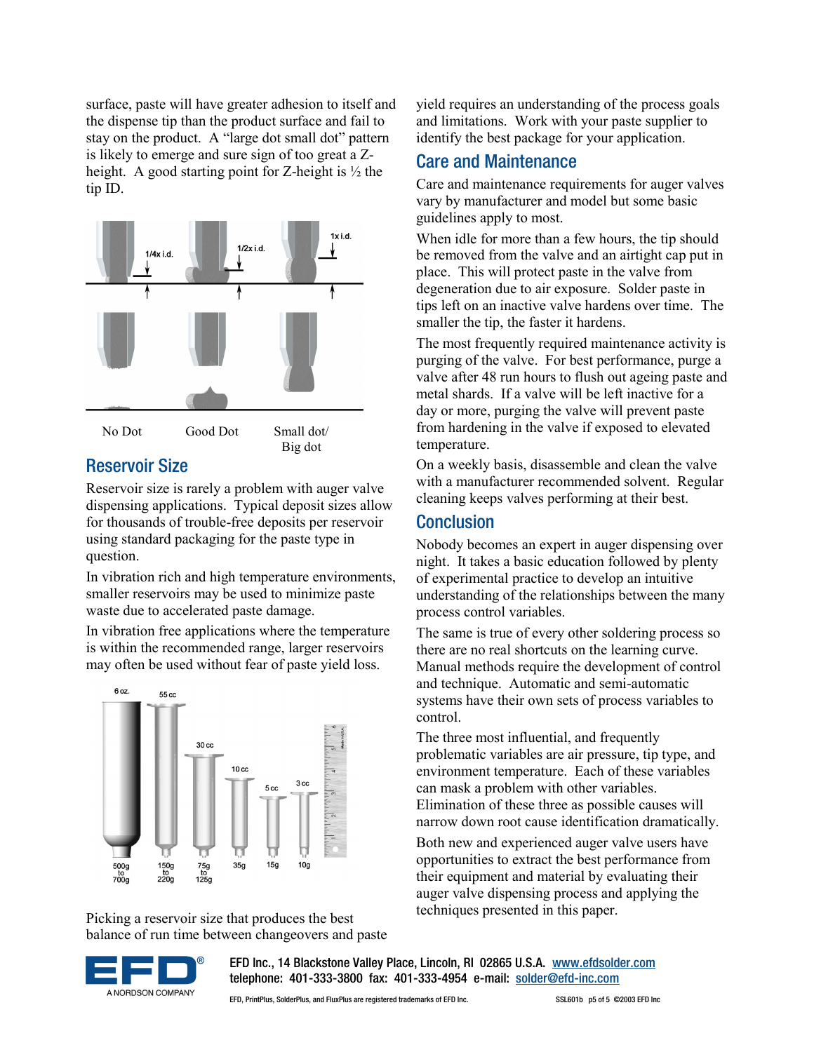surface, paste will have greater adhesion to itself and the dispense tip than the product surface and fail to stay on the product. A "large dot small dot" pattern is likely to emerge and sure sign of too great a Z-height. A good starting point for Z-height is ½ the tip ID.

1/4x i.d.

1/2x i.d.

1x i.d.

No Dot

Good Dot

Small dot/ Big dot

## Reservoir Size

Reservoir size is rarely a problem with auger valve dispensing applications. Typical deposit sizes allow for thousands of trouble-free deposits per reservoir using standard packaging for the paste type in question.

In vibration rich and high temperature environments, smaller reservoirs may be used to minimize paste waste due to accelerated paste damage.

In vibration free applications where the temperature is within the recommended range, larger reservoirs may often be used without fear of paste yield loss.

6 oz.

55 cc

30 cc

10 cc

5 cc

3 cc

500g to 700g

150g to 220g

75g to 125g

35g

15g

10g

Picking a reservoir size that produces the best balance of run time between changeovers and paste yield requires an understanding of the process goals and limitations. Work with your paste supplier to identify the best package for your application.

## Care and Maintenance

Care and maintenance requirements for auger valves vary by manufacturer and model but some basic guidelines apply to most.

When idle for more than a few hours, the tip should be removed from the valve and an airtight cap put in place. This will protect paste in the valve from degeneration due to air exposure. Solder paste in tips left on an inactive valve hardens over time. The smaller the tip, the faster it hardens.

The most frequently required maintenance activity is purging of the valve. For best performance, purge a valve after 48 run hours to flush out ageing paste and metal shards. If a valve will be left inactive for a day or more, purging the valve will prevent paste from hardening in the valve if exposed to elevated temperature.

On a weekly basis, disassemble and clean the valve with a manufacturer recommended solvent. Regular cleaning keeps valves performing at their best.

## Conclusion

Nobody becomes an expert in auger dispensing over night. It takes a basic education followed by plenty of experimental practice to develop an intuitive understanding of the relationships between the many process control variables.

The same is true of every other soldering process so there are no real shortcuts on the learning curve. Manual methods require the development of control and technique. Automatic and semi-automatic systems have their own sets of process variables to control.

The three most influential, and frequently problematic variables are air pressure, tip type, and environment temperature. Each of these variables can mask a problem with other variables. Elimination of these three as possible causes will narrow down root cause identification dramatically.

Both new and experienced auger valve users have opportunities to extract the best performance from their equipment and material by evaluating their auger valve dispensing process and applying the techniques presented in this paper.

EFD® A NORDSON COMPANY

EFD Inc., 14 Blackstone Valley Place, Lincoln, RI 02865 U.S.A. www.efdsolder.com
telephone: 401-333-3800 fax: 401-333-4954 e-mail: solder@efd-inc.com

EFD, PrintPlus, SolderPlus, and FluxPlus are registered trademarks of EFD Inc.

SSL601b ©2003 EFD Inc